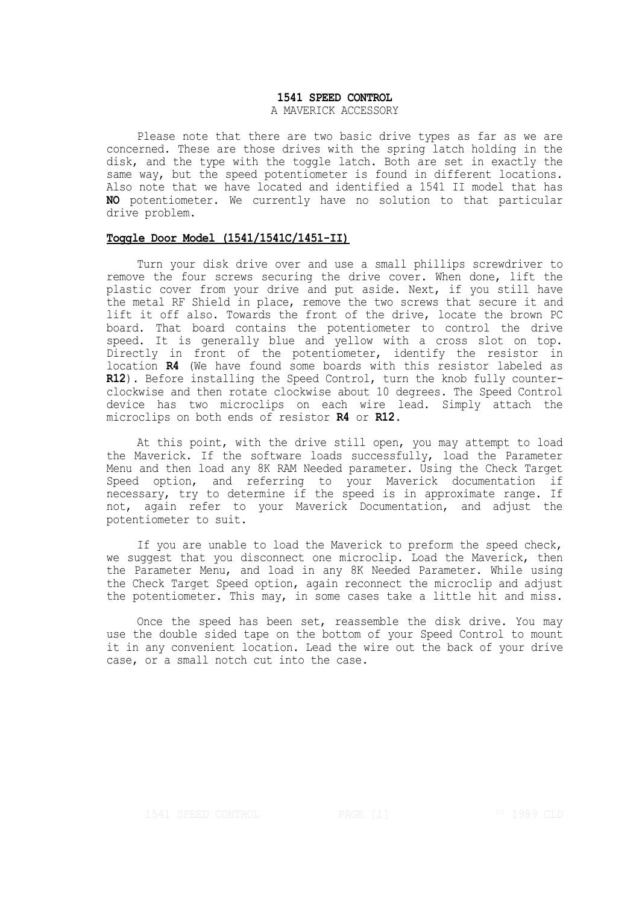**1541 SPEED CONTROL**

A MAVERICK ACCESSORY

Please note that there are two basic drive types as far as we are concerned. These are those drives with the spring latch holding in the disk, and the type with the toggle latch. Both are set in exactly the same way, but the speed potentiometer is found in different locations. Also note that we have located and identified a 1541 II model that has **NO** potentiometer. We currently have no solution to that particular drive problem.

## Toggle Door Model (1541/1541C/1451-II)

Turn your disk drive over and use a small phillips screwdriver to remove the four screws securing the drive cover. When done, lift the plastic cover from your drive and put aside. Next, if you still have the metal RF Shield in place, remove the two screws that secure it and lift it off also. Towards the front of the drive, locate the brown PC board. That board contains the potentiometer to control the drive speed. It is generally blue and yellow with a cross slot on top. Directly in front of the potentiometer, identify the resistor in location **R4** (We have found some boards with this resistor labeled as **R12**). Before installing the Speed Control, turn the knob fully counter-clockwise and then rotate clockwise about 10 degrees. The Speed Control device has two microclips on each wire lead. Simply attach the microclips on both ends of resistor **R4** or **R12**.

At this point, with the drive still open, you may attempt to load the Maverick. If the software loads successfully, load the Parameter Menu and then load any 8K RAM Needed parameter. Using the Check Target Speed option, and referring to your Maverick documentation if necessary, try to determine if the speed is in approximate range. If not, again refer to your Maverick Documentation, and adjust the potentiometer to suit.

If you are unable to load the Maverick to preform the speed check, we suggest that you disconnect one microclip. Load the Maverick, then the Parameter Menu, and load in any 8K Needed Parameter. While using the Check Target Speed option, again reconnect the microclip and adjust the potentiometer. This may, in some cases take a little hit and miss.

Once the speed has been set, reassemble the disk drive. You may use the double sided tape on the bottom of your Speed Control to mount it in any convenient location. Lead the wire out the back of your drive case, or a small notch cut into the case.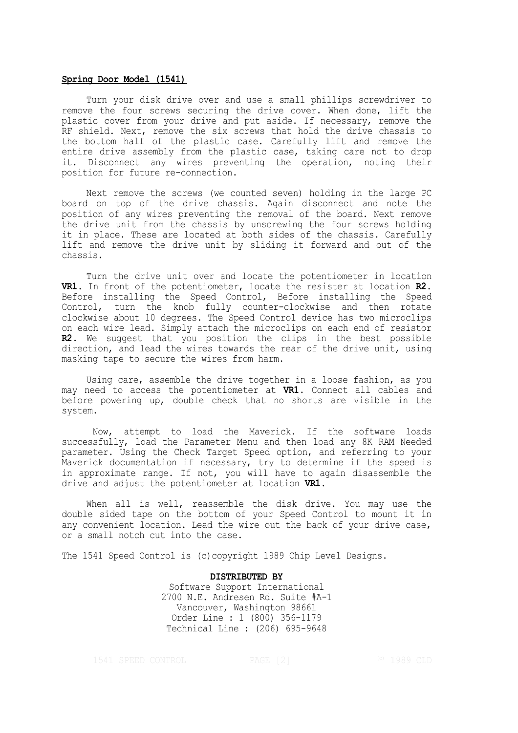**Spring Door Model (1541)**

Turn your disk drive over and use a small phillips screwdriver to remove the four screws securing the drive cover. When done, lift the plastic cover from your drive and put aside. If necessary, remove the RF shield. Next, remove the six screws that hold the drive chassis to the bottom half of the plastic case. Carefully lift and remove the entire drive assembly from the plastic case, taking care not to drop it. Disconnect any wires preventing the operation, noting their position for future re-connection.

Next remove the screws (we counted seven) holding in the large PC board on top of the drive chassis. Again disconnect and note the position of any wires preventing the removal of the board. Next remove the drive unit from the chassis by unscrewing the four screws holding it in place. These are located at both sides of the chassis. Carefully lift and remove the drive unit by sliding it forward and out of the chassis.

Turn the drive unit over and locate the potentiometer in location **VR1**. In front of the potentiometer, locate the resister at location **R2**. Before installing the Speed Control, Before installing the Speed Control, turn the knob fully counter-clockwise and then rotate clockwise about 10 degrees. The Speed Control device has two microclips on each wire lead. Simply attach the microclips on each end of resistor **R2**. We suggest that you position the clips in the best possible direction, and lead the wires towards the rear of the drive unit, using masking tape to secure the wires from harm.

Using care, assemble the drive together in a loose fashion, as you may need to access the potentiometer at **VR1**. Connect all cables and before powering up, double check that no shorts are visible in the system.

Now, attempt to load the Maverick. If the software loads successfully, load the Parameter Menu and then load any 8K RAM Needed parameter. Using the Check Target Speed option, and referring to your Maverick documentation if necessary, try to determine if the speed is in approximate range. If not, you will have to again disassemble the drive and adjust the potentiometer at location **VR1**.

When all is well, reassemble the disk drive. You may use the double sided tape on the bottom of your Speed Control to mount it in any convenient location. Lead the wire out the back of your drive case, or a small notch cut into the case.

The 1541 Speed Control is (c)copyright 1989 Chip Level Designs.

**DISTRIBUTED BY**

Software Support International
2700 N.E. Andresen Rd. Suite #A-1
Vancouver, Washington 98661
Order Line : 1 (800) 356-1179
Technical Line : (206) 695-9648